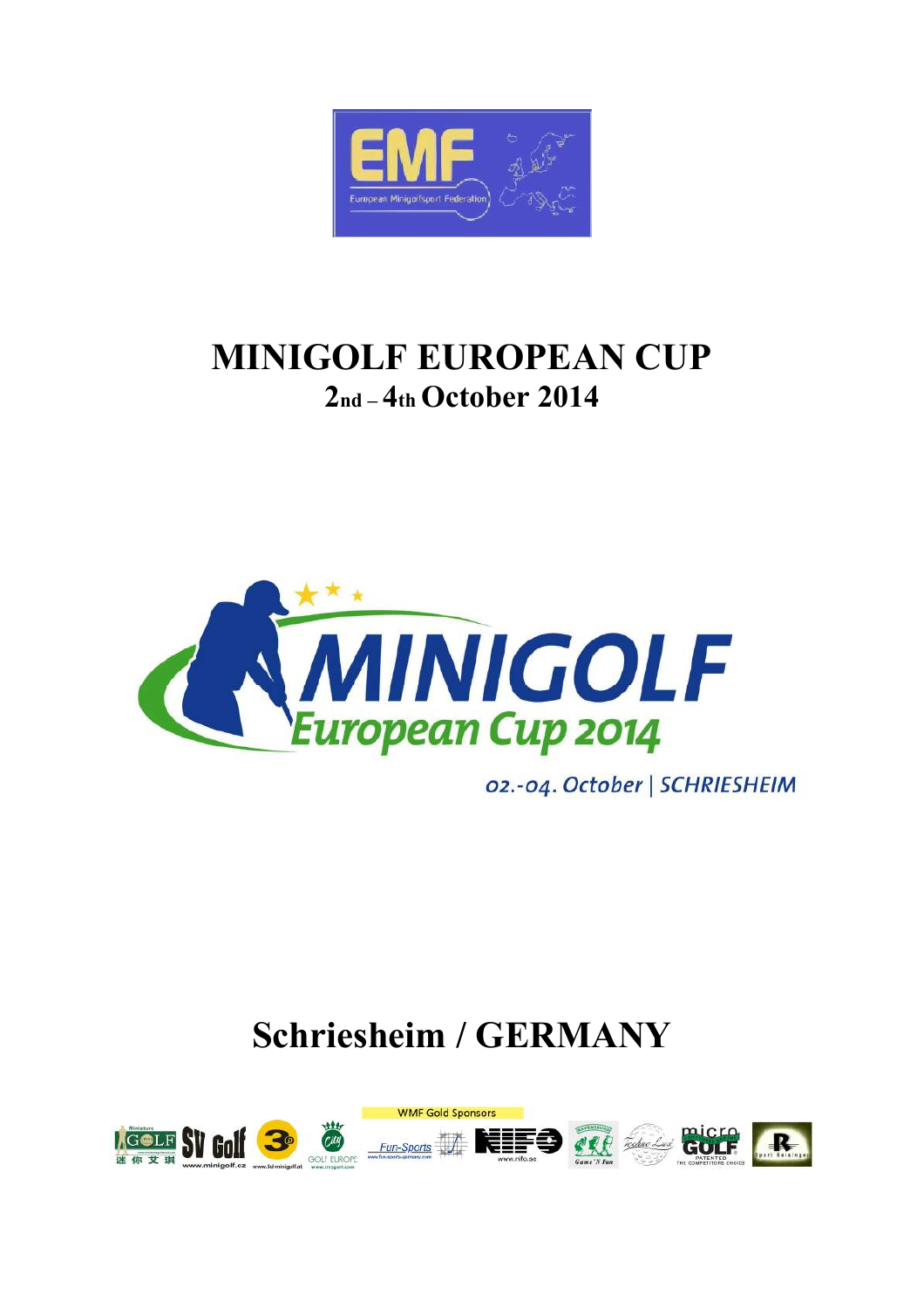# MINIGOLF EUROPEAN CUP

## 2nd – 4th October 2014

# Schriesheim / GERMANY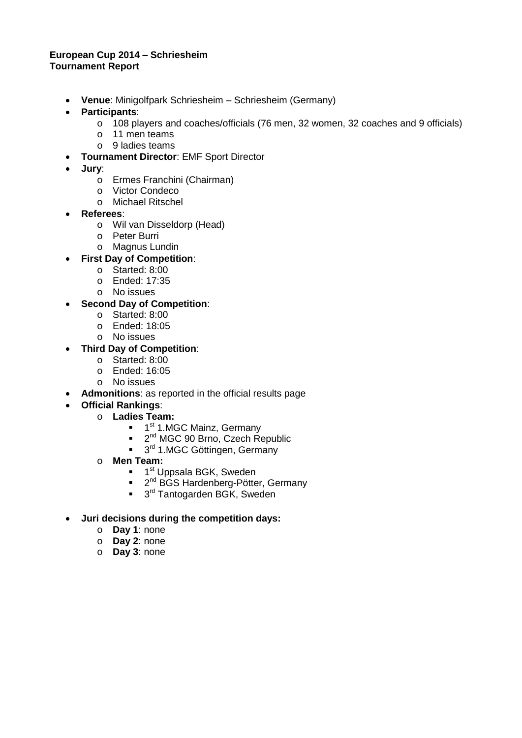**European Cup 2014 – Schriesheim**
**Tournament Report**

- **Venue**: Minigolfpark Schriesheim – Schriesheim (Germany)
- **Participants**:
  - 108 players and coaches/officials (76 men, 32 women, 32 coaches and 9 officials)
  - 11 men teams
  - 9 ladies teams
- **Tournament Director**: EMF Sport Director
- **Jury**:
  - Ermes Franchini (Chairman)
  - Victor Condeco
  - Michael Ritschel
- **Referees**:
  - Wil van Disseldorp (Head)
  - Peter Burri
  - Magnus Lundin
- **First Day of Competition**:
  - Started: 8:00
  - Ended: 17:35
  - No issues
- **Second Day of Competition**:
  - Started: 8:00
  - Ended: 18:05
  - No issues
- **Third Day of Competition**:
  - Started: 8:00
  - Ended: 16:05
  - No issues
- **Admonitions**: as reported in the official results page
- **Official Rankings**:
  - **Ladies Team:**
    - 1st 1.MGC Mainz, Germany
    - 2nd MGC 90 Brno, Czech Republic
    - 3rd 1.MGC Göttingen, Germany
  - **Men Team:**
    - 1st Uppsala BGK, Sweden
    - 2nd BGS Hardenberg-Pötter, Germany
    - 3rd Tantogarden BGK, Sweden

- **Juri decisions during the competition days:**
  - **Day 1**: none
  - **Day 2**: none
  - **Day 3**: none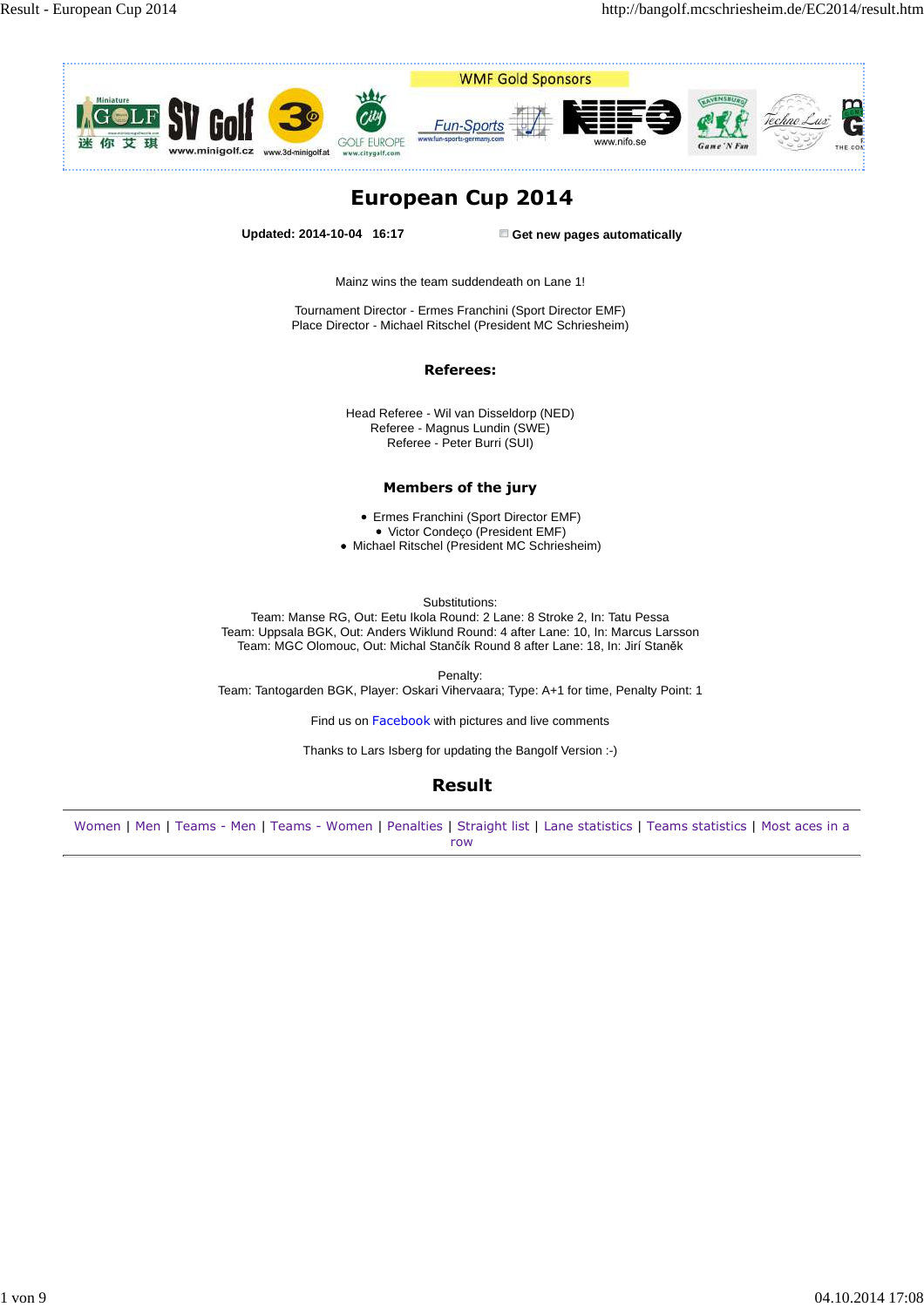WMF Gold Sponsors

# European Cup 2014

**Updated: 2014-10-04 16:17** **Get new pages automatically**

Mainz wins the team suddendeath on Lane 1!

Tournament Director - Ermes Franchini (Sport Director EMF)
Place Director - Michael Ritschel (President MC Schriesheim)

### Referees:

Head Referee - Wil van Disseldorp (NED)
Referee - Magnus Lundin (SWE)
Referee - Peter Burri (SUI)

### Members of the jury

- Ermes Franchini (Sport Director EMF)
- Victor Condeço (President EMF)
- Michael Ritschel (President MC Schriesheim)

Substitutions:
Team: Manse RG, Out: Eetu Ikola Round: 2 Lane: 8 Stroke 2, In: Tatu Pessa
Team: Uppsala BGK, Out: Anders Wiklund Round: 4 after Lane: 10, In: Marcus Larsson
Team: MGC Olomouc, Out: Michal Stančík Round 8 after Lane: 18, In: Jirí Staněk

Penalty:
Team: Tantogarden BGK, Player: Oskari Vihervaara; Type: A+1 for time, Penalty Point: 1

Find us on Facebook with pictures and live comments

Thanks to Lars Isberg for updating the Bangolf Version :-)

## Result

Women | Men | Teams - Men | Teams - Women | Penalties | Straight list | Lane statistics | Teams statistics | Most aces in a row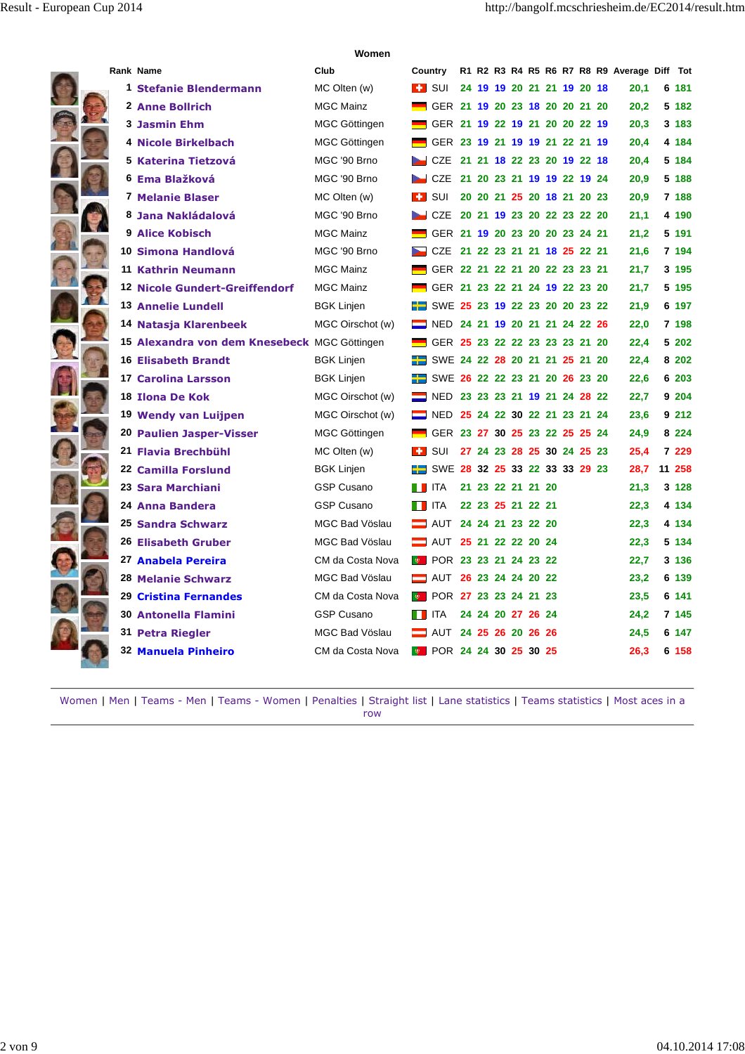## Women

| Rank | Name | Club | Country | R1 | R2 | R3 | R4 | R5 | R6 | R7 | R8 | R9 | Average | Diff | Tot |
|---|---|---|---|---|---|---|---|---|---|---|---|---|---|---|---|
| 1 | Stefanie Blendermann | MC Olten (w) | SUI | 24 | 19 | 19 | 20 | 21 | 21 | 19 | 20 | 18 | 20,1 | 6 | 181 |
| 2 | Anne Bollrich | MGC Mainz | GER | 21 | 19 | 20 | 23 | 18 | 20 | 20 | 21 | 20 | 20,2 | 5 | 182 |
| 3 | Jasmin Ehm | MGC Göttingen | GER | 21 | 19 | 22 | 19 | 21 | 20 | 20 | 22 | 19 | 20,3 | 3 | 183 |
| 4 | Nicole Birkelbach | MGC Göttingen | GER | 23 | 19 | 21 | 19 | 19 | 21 | 22 | 21 | 19 | 20,4 | 4 | 184 |
| 5 | Katerina Tietzová | MGC '90 Brno | CZE | 21 | 21 | 18 | 22 | 23 | 20 | 19 | 22 | 18 | 20,4 | 5 | 184 |
| 6 | Ema Blažková | MGC '90 Brno | CZE | 21 | 20 | 23 | 21 | 19 | 19 | 22 | 19 | 24 | 20,9 | 5 | 188 |
| 7 | Melanie Blaser | MC Olten (w) | SUI | 20 | 20 | 21 | 25 | 20 | 18 | 21 | 20 | 23 | 20,9 | 7 | 188 |
| 8 | Jana Nakládalová | MGC '90 Brno | CZE | 20 | 21 | 19 | 23 | 20 | 22 | 23 | 22 | 20 | 21,1 | 4 | 190 |
| 9 | Alice Kobisch | MGC Mainz | GER | 21 | 19 | 20 | 23 | 20 | 20 | 23 | 24 | 21 | 21,2 | 5 | 191 |
| 10 | Simona Handlová | MGC '90 Brno | CZE | 21 | 22 | 23 | 21 | 21 | 18 | 25 | 22 | 21 | 21,6 | 7 | 194 |
| 11 | Kathrin Neumann | MGC Mainz | GER | 22 | 21 | 22 | 21 | 20 | 22 | 23 | 23 | 21 | 21,7 | 3 | 195 |
| 12 | Nicole Gundert-Greiffendorf | MGC Mainz | GER | 21 | 23 | 22 | 21 | 24 | 19 | 22 | 23 | 20 | 21,7 | 5 | 195 |
| 13 | Annelie Lundell | BGK Linjen | SWE | 25 | 23 | 19 | 22 | 23 | 20 | 20 | 23 | 22 | 21,9 | 6 | 197 |
| 14 | Natasja Klarenbeek | MGC Oirschot (w) | NED | 24 | 21 | 19 | 20 | 21 | 21 | 24 | 22 | 26 | 22,0 | 7 | 198 |
| 15 | Alexandra von dem Knesebeck | MGC Göttingen | GER | 25 | 23 | 22 | 22 | 23 | 23 | 23 | 21 | 20 | 22,4 | 5 | 202 |
| 16 | Elisabeth Brandt | BGK Linjen | SWE | 24 | 22 | 28 | 20 | 21 | 21 | 25 | 21 | 20 | 22,4 | 8 | 202 |
| 17 | Carolina Larsson | BGK Linjen | SWE | 26 | 22 | 22 | 23 | 21 | 20 | 26 | 23 | 20 | 22,6 | 6 | 203 |
| 18 | Ilona De Kok | MGC Oirschot (w) | NED | 23 | 23 | 23 | 21 | 19 | 21 | 24 | 28 | 22 | 22,7 | 9 | 204 |
| 19 | Wendy van Luijpen | MGC Oirschot (w) | NED | 25 | 24 | 22 | 30 | 22 | 21 | 23 | 21 | 24 | 23,6 | 9 | 212 |
| 20 | Paulien Jasper-Visser | MGC Göttingen | GER | 23 | 27 | 30 | 25 | 23 | 22 | 25 | 25 | 24 | 24,9 | 8 | 224 |
| 21 | Flavia Brechbühl | MC Olten (w) | SUI | 27 | 24 | 23 | 28 | 25 | 30 | 24 | 25 | 23 | 25,4 | 7 | 229 |
| 22 | Camilla Forslund | BGK Linjen | SWE | 28 | 32 | 25 | 33 | 22 | 33 | 33 | 29 | 23 | 28,7 | 11 | 258 |
| 23 | Sara Marchiani | GSP Cusano | ITA | 21 | 23 | 22 | 21 | 21 | 20 | | | | 21,3 | 3 | 128 |
| 24 | Anna Bandera | GSP Cusano | ITA | 22 | 23 | 25 | 21 | 22 | 21 | | | | 22,3 | 4 | 134 |
| 25 | Sandra Schwarz | MGC Bad Vöslau | AUT | 24 | 24 | 21 | 23 | 22 | 20 | | | | 22,3 | 4 | 134 |
| 26 | Elisabeth Gruber | MGC Bad Vöslau | AUT | 25 | 21 | 22 | 22 | 20 | 24 | | | | 22,3 | 5 | 134 |
| 27 | Anabela Pereira | CM da Costa Nova | POR | 23 | 23 | 21 | 24 | 23 | 22 | | | | 22,7 | 3 | 136 |
| 28 | Melanie Schwarz | MGC Bad Vöslau | AUT | 26 | 23 | 24 | 24 | 20 | 22 | | | | 23,2 | 6 | 139 |
| 29 | Cristina Fernandes | CM da Costa Nova | POR | 27 | 23 | 23 | 24 | 21 | 23 | | | | 23,5 | 6 | 141 |
| 30 | Antonella Flamini | GSP Cusano | ITA | 24 | 24 | 20 | 27 | 26 | 24 | | | | 24,2 | 7 | 145 |
| 31 | Petra Riegler | MGC Bad Vöslau | AUT | 24 | 25 | 26 | 20 | 26 | 26 | | | | 24,5 | 6 | 147 |
| 32 | Manuela Pinheiro | CM da Costa Nova | POR | 24 | 24 | 30 | 25 | 30 | 25 | | | | 26,3 | 6 | 158 |

Women | Men | Teams - Men | Teams - Women | Penalties | Straight list | Lane statistics | Teams statistics | Most aces in a row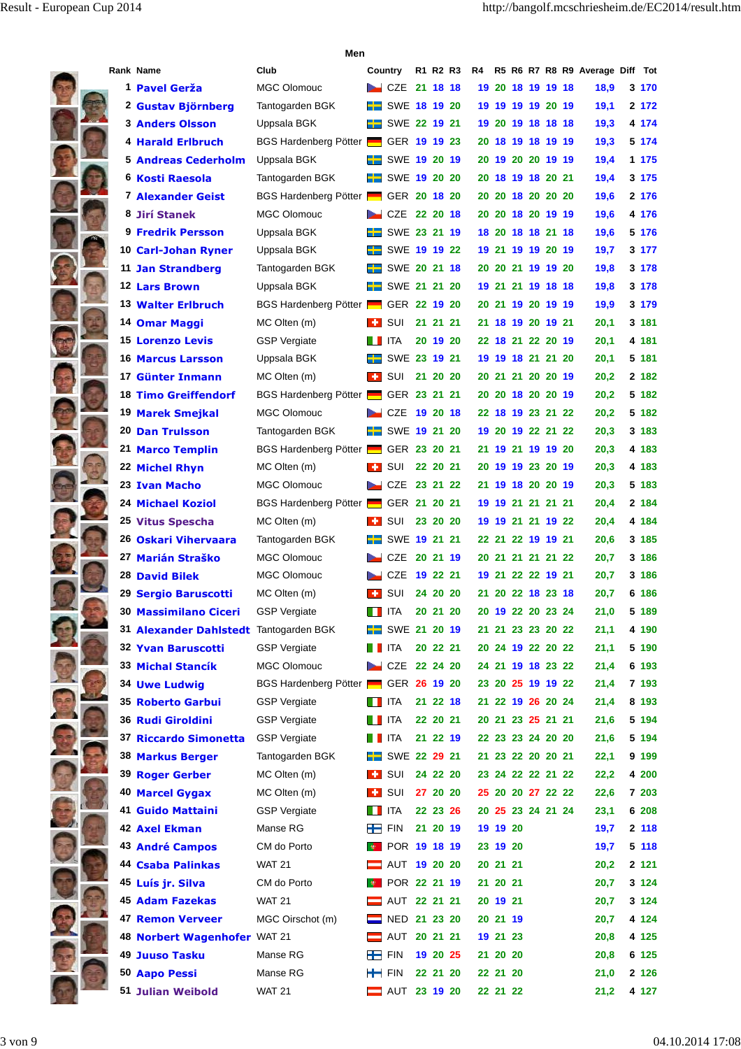## Men

| Rank | Name | Club | Country | R1 | R2 | R3 | R4 | R5 | R6 | R7 | R8 | R9 | Average | Diff | Tot |
|---|---|---|---|---|---|---|---|---|---|---|---|---|---|---|---|
| 1 | Pavel Gerža | MGC Olomouc | CZE | 21 | 18 | 18 | 19 | 20 | 18 | 19 | 19 | 18 | 18,9 | 3 | 170 |
| 2 | Gustav Björnberg | Tantogarden BGK | SWE | 18 | 19 | 20 | 19 | 19 | 19 | 19 | 20 | 19 | 19,1 | 2 | 172 |
| 3 | Anders Olsson | Uppsala BGK | SWE | 22 | 19 | 21 | 19 | 20 | 19 | 18 | 18 | 18 | 19,3 | 4 | 174 |
| 4 | Harald Erlbruch | BGS Hardenberg Pötter | GER | 19 | 19 | 23 | 20 | 18 | 19 | 18 | 19 | 19 | 19,3 | 5 | 174 |
| 5 | Andreas Cederholm | Uppsala BGK | SWE | 19 | 20 | 19 | 20 | 19 | 20 | 20 | 19 | 19 | 19,4 | 1 | 175 |
| 6 | Kosti Raesola | Tantogarden BGK | SWE | 19 | 20 | 20 | 20 | 18 | 19 | 18 | 20 | 21 | 19,4 | 3 | 175 |
| 7 | Alexander Geist | BGS Hardenberg Pötter | GER | 20 | 18 | 20 | 20 | 20 | 18 | 20 | 20 | 20 | 19,6 | 2 | 176 |
| 8 | Jirí Stanek | MGC Olomouc | CZE | 22 | 20 | 18 | 20 | 20 | 18 | 20 | 19 | 19 | 19,6 | 4 | 176 |
| 9 | Fredrik Persson | Uppsala BGK | SWE | 23 | 21 | 19 | 18 | 20 | 18 | 18 | 21 | 18 | 19,6 | 5 | 176 |
| 10 | Carl-Johan Ryner | Uppsala BGK | SWE | 19 | 19 | 22 | 19 | 21 | 19 | 19 | 20 | 19 | 19,7 | 3 | 177 |
| 11 | Jan Strandberg | Tantogarden BGK | SWE | 20 | 21 | 18 | 20 | 20 | 21 | 19 | 19 | 20 | 19,8 | 3 | 178 |
| 12 | Lars Brown | Uppsala BGK | SWE | 21 | 21 | 20 | 19 | 21 | 21 | 19 | 18 | 18 | 19,8 | 3 | 178 |
| 13 | Walter Erlbruch | BGS Hardenberg Pötter | GER | 22 | 19 | 20 | 20 | 21 | 19 | 20 | 19 | 19 | 19,9 | 3 | 179 |
| 14 | Omar Maggi | MC Olten (m) | SUI | 21 | 21 | 21 | 21 | 18 | 19 | 20 | 19 | 21 | 20,1 | 3 | 181 |
| 15 | Lorenzo Levis | GSP Vergiate | ITA | 20 | 19 | 20 | 22 | 18 | 21 | 22 | 20 | 19 | 20,1 | 4 | 181 |
| 16 | Marcus Larsson | Uppsala BGK | SWE | 23 | 19 | 21 | 19 | 19 | 18 | 21 | 21 | 20 | 20,1 | 5 | 181 |
| 17 | Günter Innmann | MC Olten (m) | SUI | 21 | 20 | 20 | 20 | 21 | 21 | 20 | 20 | 19 | 20,2 | 2 | 182 |
| 18 | Timo Greiffendorf | BGS Hardenberg Pötter | GER | 23 | 21 | 21 | 20 | 20 | 18 | 20 | 20 | 19 | 20,2 | 5 | 182 |
| 19 | Marek Smejkal | MGC Olomouc | CZE | 19 | 20 | 18 | 22 | 18 | 19 | 23 | 21 | 22 | 20,2 | 5 | 182 |
| 20 | Dan Trulsson | Tantogarden BGK | SWE | 19 | 21 | 20 | 19 | 20 | 19 | 22 | 21 | 22 | 20,3 | 3 | 183 |
| 21 | Marco Templin | BGS Hardenberg Pötter | GER | 23 | 20 | 21 | 21 | 19 | 21 | 19 | 19 | 20 | 20,3 | 4 | 183 |
| 22 | Michel Rhyn | MC Olten (m) | SUI | 22 | 20 | 21 | 20 | 19 | 19 | 23 | 20 | 19 | 20,3 | 4 | 183 |
| 23 | Ivan Macho | MGC Olomouc | CZE | 23 | 21 | 22 | 21 | 19 | 18 | 20 | 20 | 19 | 20,3 | 5 | 183 |
| 24 | Michael Koziol | BGS Hardenberg Pötter | GER | 21 | 20 | 21 | 19 | 19 | 21 | 21 | 21 | 21 | 20,4 | 2 | 184 |
| 25 | Vitus Spescha | MC Olten (m) | SUI | 23 | 20 | 20 | 19 | 19 | 21 | 21 | 19 | 22 | 20,4 | 4 | 184 |
| 26 | Oskari Vihervaara | Tantogarden BGK | SWE | 19 | 21 | 21 | 22 | 21 | 22 | 19 | 19 | 21 | 20,6 | 3 | 185 |
| 27 | Marián Straško | MGC Olomouc | CZE | 20 | 21 | 19 | 20 | 21 | 21 | 21 | 21 | 22 | 20,7 | 3 | 186 |
| 28 | David Bilek | MGC Olomouc | CZE | 19 | 22 | 21 | 19 | 21 | 22 | 22 | 19 | 21 | 20,7 | 3 | 186 |
| 29 | Sergio Baruscotti | MC Olten (m) | SUI | 24 | 20 | 20 | 21 | 20 | 22 | 18 | 23 | 18 | 20,7 | 6 | 186 |
| 30 | Massimilano Ciceri | GSP Vergiate | ITA | 20 | 21 | 20 | 20 | 19 | 22 | 20 | 23 | 24 | 21,0 | 5 | 189 |
| 31 | Alexander Dahlstedt | Tantogarden BGK | SWE | 21 | 20 | 19 | 21 | 21 | 23 | 23 | 20 | 22 | 21,1 | 4 | 190 |
| 32 | Yvan Baruscotti | GSP Vergiate | ITA | 20 | 22 | 21 | 20 | 24 | 19 | 22 | 20 | 22 | 21,1 | 5 | 190 |
| 33 | Michal Stancík | MGC Olomouc | CZE | 22 | 24 | 20 | 24 | 21 | 19 | 18 | 23 | 22 | 21,4 | 6 | 193 |
| 34 | Uwe Ludwig | BGS Hardenberg Pötter | GER | 26 | 19 | 20 | 23 | 20 | 25 | 19 | 19 | 22 | 21,4 | 7 | 193 |
| 35 | Roberto Garbui | GSP Vergiate | ITA | 21 | 22 | 18 | 21 | 22 | 19 | 26 | 20 | 24 | 21,4 | 8 | 193 |
| 36 | Rudi Giroldini | GSP Vergiate | ITA | 22 | 20 | 21 | 20 | 21 | 23 | 25 | 21 | 21 | 21,6 | 5 | 194 |
| 37 | Riccardo Simonetta | GSP Vergiate | ITA | 21 | 22 | 19 | 22 | 23 | 23 | 24 | 20 | 20 | 21,6 | 5 | 194 |
| 38 | Markus Berger | Tantogarden BGK | SWE | 22 | 29 | 21 | 21 | 23 | 22 | 20 | 20 | 21 | 22,1 | 9 | 199 |
| 39 | Roger Gerber | MC Olten (m) | SUI | 24 | 22 | 20 | 23 | 24 | 22 | 22 | 21 | 22 | 22,2 | 4 | 200 |
| 40 | Marcel Gygax | MC Olten (m) | SUI | 27 | 20 | 20 | 25 | 20 | 20 | 27 | 22 | 22 | 22,6 | 7 | 203 |
| 41 | Guido Mattaini | GSP Vergiate | ITA | 22 | 23 | 26 | 20 | 25 | 23 | 24 | 21 | 24 | 23,1 | 6 | 208 |
| 42 | Axel Ekman | Manse RG | FIN | 21 | 20 | 19 | 19 | 19 | 20 | | | | 19,7 | 2 | 118 |
| 43 | André Campos | CM do Porto | POR | 19 | 18 | 19 | 23 | 19 | 20 | | | | 19,7 | 5 | 118 |
| 44 | Csaba Palinkas | WAT 21 | AUT | 19 | 20 | 20 | 20 | 21 | 21 | | | | 20,2 | 2 | 121 |
| 45 | Luís jr. Silva | CM do Porto | POR | 22 | 21 | 19 | 21 | 20 | 21 | | | | 20,7 | 3 | 124 |
| 45 | Adam Fazekas | WAT 21 | AUT | 22 | 21 | 21 | 20 | 19 | 21 | | | | 20,7 | 3 | 124 |
| 47 | Remon Verveer | MGC Oirschot (m) | NED | 21 | 23 | 20 | 20 | 21 | 19 | | | | 20,7 | 4 | 124 |
| 48 | Norbert Wagenhofer | WAT 21 | AUT | 20 | 21 | 21 | 19 | 21 | 23 | | | | 20,8 | 4 | 125 |
| 49 | Juuso Tasku | Manse RG | FIN | 19 | 20 | 25 | 21 | 20 | 20 | | | | 20,8 | 6 | 125 |
| 50 | Aapo Pessi | Manse RG | FIN | 22 | 21 | 20 | 22 | 21 | 20 | | | | 21,0 | 2 | 126 |
| 51 | Julian Weibold | WAT 21 | AUT | 23 | 19 | 20 | 22 | 21 | 22 | | | | 21,2 | 4 | 127 |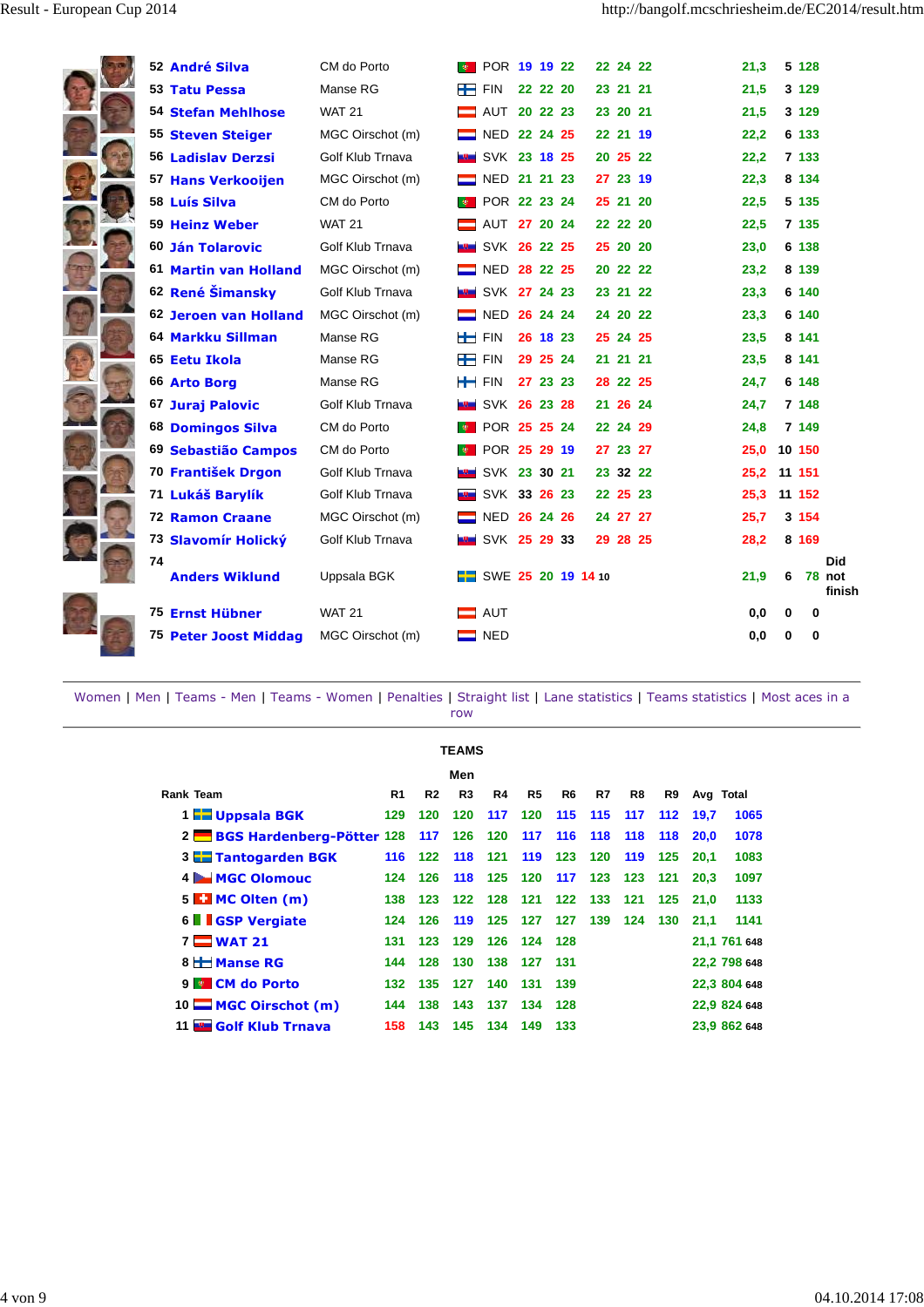| Rank | Name | Club | Nation | R1 | R2 | R3 | R4 | R5 | R6 | Avg | Aces | Total |
|---|---|---|---|---|---|---|---|---|---|---|---|---|
| 52 | André Silva | CM do Porto | POR | 19 | 19 | 22 | 22 | 24 | 22 | 21,3 | 5 | 128 |
| 53 | Tatu Pessa | Manse RG | FIN | 22 | 22 | 20 | 23 | 21 | 21 | 21,5 | 3 | 129 |
| 54 | Stefan Mehlhose | WAT 21 | AUT | 20 | 22 | 23 | 23 | 20 | 21 | 21,5 | 3 | 129 |
| 55 | Steven Steiger | MGC Oirschot (m) | NED | 22 | 24 | 25 | 22 | 21 | 19 | 22,2 | 6 | 133 |
| 56 | Ladislav Derzsi | Golf Klub Trnava | SVK | 23 | 18 | 25 | 20 | 25 | 22 | 22,2 | 7 | 133 |
| 57 | Hans Verkooijen | MGC Oirschot (m) | NED | 21 | 21 | 23 | 27 | 23 | 19 | 22,3 | 8 | 134 |
| 58 | Luís Silva | CM do Porto | POR | 22 | 23 | 24 | 25 | 21 | 20 | 22,5 | 5 | 135 |
| 59 | Heinz Weber | WAT 21 | AUT | 27 | 20 | 24 | 22 | 22 | 20 | 22,5 | 7 | 135 |
| 60 | Ján Tolarovic | Golf Klub Trnava | SVK | 26 | 22 | 25 | 25 | 20 | 20 | 23,0 | 6 | 138 |
| 61 | Martin van Holland | MGC Oirschot (m) | NED | 28 | 22 | 25 | 20 | 22 | 22 | 23,2 | 8 | 139 |
| 62 | René Šimansky | Golf Klub Trnava | SVK | 27 | 24 | 23 | 23 | 21 | 22 | 23,3 | 6 | 140 |
| 62 | Jeroen van Holland | MGC Oirschot (m) | NED | 26 | 24 | 24 | 24 | 20 | 22 | 23,3 | 6 | 140 |
| 64 | Markku Sillman | Manse RG | FIN | 26 | 18 | 23 | 25 | 24 | 25 | 23,5 | 8 | 141 |
| 65 | Eetu Ikola | Manse RG | FIN | 29 | 25 | 24 | 21 | 21 | 21 | 23,5 | 8 | 141 |
| 66 | Arto Borg | Manse RG | FIN | 27 | 23 | 23 | 28 | 22 | 25 | 24,7 | 6 | 148 |
| 67 | Juraj Palovic | Golf Klub Trnava | SVK | 26 | 23 | 28 | 21 | 26 | 24 | 24,7 | 7 | 148 |
| 68 | Domingos Silva | CM do Porto | POR | 25 | 25 | 24 | 22 | 24 | 29 | 24,8 | 7 | 149 |
| 69 | Sebastião Campos | CM do Porto | POR | 25 | 29 | 19 | 27 | 23 | 27 | 25,0 | 10 | 150 |
| 70 | František Drgon | Golf Klub Trnava | SVK | 23 | 30 | 21 | 23 | 32 | 22 | 25,2 | 11 | 151 |
| 71 | Lukáš Barylík | Golf Klub Trnava | SVK | 33 | 26 | 23 | 22 | 25 | 23 | 25,3 | 11 | 152 |
| 72 | Ramon Craane | MGC Oirschot (m) | NED | 26 | 24 | 26 | 24 | 27 | 27 | 25,7 | 3 | 154 |
| 73 | Slavomír Holický | Golf Klub Trnava | SVK | 25 | 29 | 33 | 29 | 28 | 25 | 28,2 | 8 | 169 |
| 74 | Anders Wiklund | Uppsala BGK | SWE | 25 | 20 | 19 | 14 10 | | | 21,9 | 6 | 78 Did not finish |
| 75 | Ernst Hübner | WAT 21 | AUT | | | | | | | 0,0 | 0 | 0 |
| 75 | Peter Joost Middag | MGC Oirschot (m) | NED | | | | | | | 0,0 | 0 | 0 |

Women | Men | Teams - Men | Teams - Women | Penalties | Straight list | Lane statistics | Teams statistics | Most aces in a row

## TEAMS

### Men

| Rank | Team | R1 | R2 | R3 | R4 | R5 | R6 | R7 | R8 | R9 | Avg | Total |
|---|---|---|---|---|---|---|---|---|---|---|---|---|
| 1 | Uppsala BGK | 129 | 120 | 120 | 117 | 120 | 115 | 115 | 117 | 112 | 19,7 | 1065 |
| 2 | BGS Hardenberg-Pötter | 128 | 117 | 126 | 120 | 117 | 116 | 118 | 118 | 118 | 20,0 | 1078 |
| 3 | Tantogarden BGK | 116 | 122 | 118 | 121 | 119 | 123 | 120 | 119 | 125 | 20,1 | 1083 |
| 4 | MGC Olomouc | 124 | 126 | 118 | 125 | 120 | 117 | 123 | 123 | 121 | 20,3 | 1097 |
| 5 | MC Olten (m) | 138 | 123 | 122 | 128 | 121 | 122 | 133 | 121 | 125 | 21,0 | 1133 |
| 6 | GSP Vergiate | 124 | 126 | 119 | 125 | 127 | 127 | 139 | 124 | 130 | 21,1 | 1141 |
| 7 | WAT 21 | 131 | 123 | 129 | 126 | 124 | 128 | | | | 21,1 | 761 648 |
| 8 | Manse RG | 144 | 128 | 130 | 138 | 127 | 131 | | | | 22,2 | 798 648 |
| 9 | CM do Porto | 132 | 135 | 127 | 140 | 131 | 139 | | | | 22,3 | 804 648 |
| 10 | MGC Oirschot (m) | 144 | 138 | 143 | 137 | 134 | 128 | | | | 22,9 | 824 648 |
| 11 | Golf Klub Trnava | 158 | 143 | 145 | 134 | 149 | 133 | | | | 23,9 | 862 648 |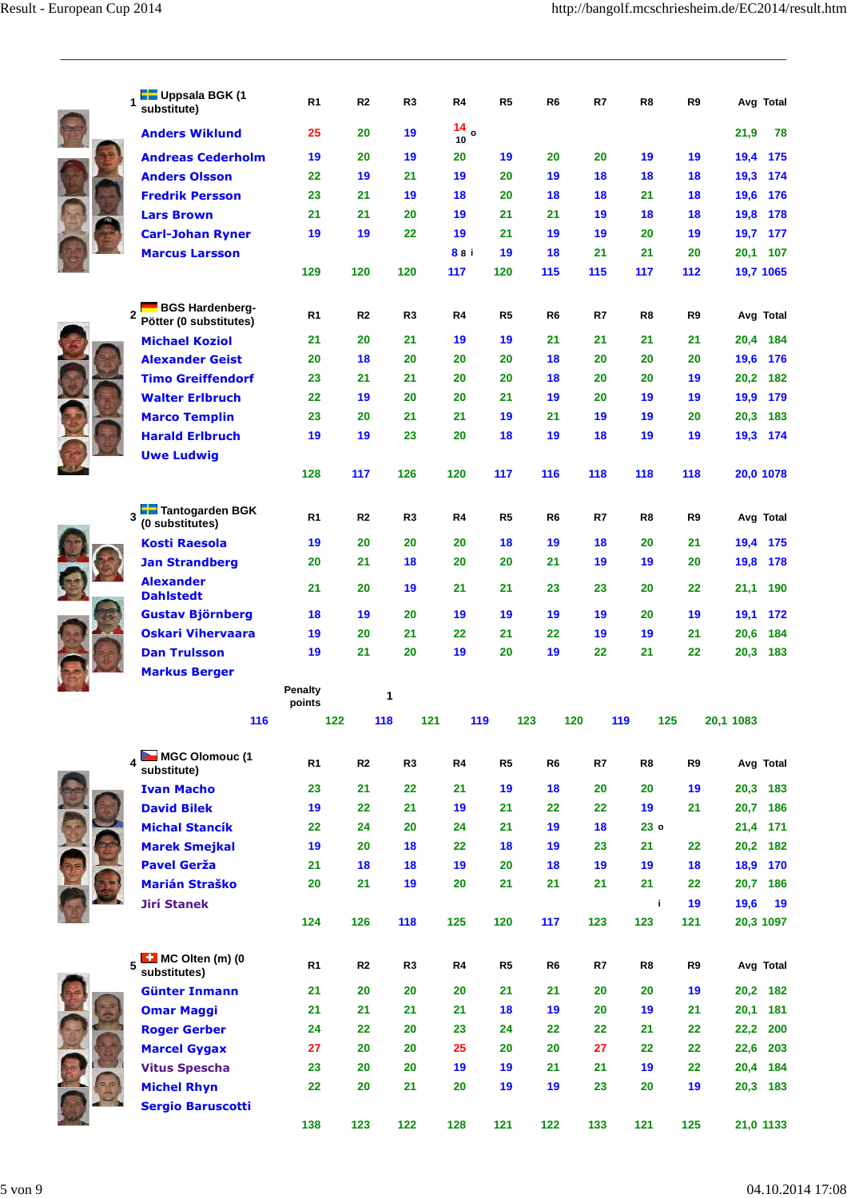| 1 Uppsala BGK (1 substitute) | R1 | R2 | R3 | R4 | R5 | R6 | R7 | R8 | R9 | Avg | Total |
|---|---|---|---|---|---|---|---|---|---|---|---|
| Anders Wiklund | 25 | 20 | 19 | 14 o 10 | | | | | | 21,9 | 78 |
| Andreas Cederholm | 19 | 20 | 19 | 20 | 19 | 20 | 20 | 19 | 19 | 19,4 | 175 |
| Anders Olsson | 22 | 19 | 21 | 19 | 20 | 19 | 18 | 18 | 18 | 19,3 | 174 |
| Fredrik Persson | 23 | 21 | 19 | 18 | 20 | 18 | 18 | 21 | 18 | 19,6 | 176 |
| Lars Brown | 21 | 21 | 20 | 19 | 21 | 21 | 19 | 18 | 18 | 19,8 | 178 |
| Carl-Johan Ryner | 19 | 19 | 22 | 19 | 21 | 19 | 19 | 20 | 19 | 19,7 | 177 |
| Marcus Larsson | | | | 8 8 i | 19 | 18 | 21 | 21 | 20 | 20,1 | 107 |
| | 129 | 120 | 120 | 117 | 120 | 115 | 115 | 117 | 112 | 19,7 | 1065 |

| 2 BGS Hardenberg-Pötter (0 substitutes) | R1 | R2 | R3 | R4 | R5 | R6 | R7 | R8 | R9 | Avg | Total |
|---|---|---|---|---|---|---|---|---|---|---|---|
| Michael Koziol | 21 | 20 | 21 | 19 | 19 | 21 | 21 | 21 | 21 | 20,4 | 184 |
| Alexander Geist | 20 | 18 | 20 | 20 | 20 | 18 | 20 | 20 | 20 | 19,6 | 176 |
| Timo Greiffendorf | 23 | 21 | 21 | 20 | 20 | 18 | 20 | 20 | 19 | 20,2 | 182 |
| Walter Erlbruch | 22 | 19 | 20 | 20 | 21 | 19 | 20 | 19 | 19 | 19,9 | 179 |
| Marco Templin | 23 | 20 | 21 | 21 | 19 | 21 | 19 | 19 | 20 | 20,3 | 183 |
| Harald Erlbruch | 19 | 19 | 23 | 20 | 18 | 19 | 18 | 19 | 19 | 19,3 | 174 |
| Uwe Ludwig | | | | | | | | | | | |
| | 128 | 117 | 126 | 120 | 117 | 116 | 118 | 118 | 118 | 20,0 | 1078 |

| 3 Tantogarden BGK (0 substitutes) | R1 | R2 | R3 | R4 | R5 | R6 | R7 | R8 | R9 | Avg | Total |
|---|---|---|---|---|---|---|---|---|---|---|---|
| Kosti Raesola | 19 | 20 | 20 | 20 | 18 | 19 | 18 | 20 | 21 | 19,4 | 175 |
| Jan Strandberg | 20 | 21 | 18 | 20 | 20 | 21 | 19 | 19 | 20 | 19,8 | 178 |
| Alexander Dahlstedt | 21 | 20 | 19 | 21 | 21 | 23 | 23 | 20 | 22 | 21,1 | 190 |
| Gustav Björnberg | 18 | 19 | 20 | 19 | 19 | 19 | 19 | 20 | 19 | 19,1 | 172 |
| Oskari Vihervaara | 19 | 20 | 21 | 22 | 21 | 22 | 19 | 19 | 21 | 20,6 | 184 |
| Dan Trulsson | 19 | 21 | 20 | 19 | 20 | 19 | 22 | 21 | 22 | 20,3 | 183 |
| Markus Berger | | | | | | | | | | | |
| Penalty points | | 1 | | | | | | | | | |
| 116 | 122 | 118 | 121 | 119 | 123 | 120 | 119 | 125 | | 20,1 | 1083 |

| 4 MGC Olomouc (1 substitute) | R1 | R2 | R3 | R4 | R5 | R6 | R7 | R8 | R9 | Avg | Total |
|---|---|---|---|---|---|---|---|---|---|---|---|
| Ivan Macho | 23 | 21 | 22 | 21 | 19 | 18 | 20 | 20 | 19 | 20,3 | 183 |
| David Bilek | 19 | 22 | 21 | 19 | 21 | 22 | 22 | 19 | 21 | 20,7 | 186 |
| Michal Stancík | 22 | 24 | 20 | 24 | 21 | 19 | 18 | 23 o | | 21,4 | 171 |
| Marek Smejkal | 19 | 20 | 18 | 22 | 18 | 19 | 23 | 21 | 22 | 20,2 | 182 |
| Pavel Gerža | 21 | 18 | 18 | 19 | 20 | 18 | 19 | 19 | 18 | 18,9 | 170 |
| Marián Straško | 20 | 21 | 19 | 20 | 21 | 21 | 21 | 21 | 22 | 20,7 | 186 |
| Jirí Stanek | | | | | | | | i | 19 | 19,6 | 19 |
| | 124 | 126 | 118 | 125 | 120 | 117 | 123 | 123 | 121 | 20,3 | 1097 |

| 5 MC Olten (m) (0 substitutes) | R1 | R2 | R3 | R4 | R5 | R6 | R7 | R8 | R9 | Avg | Total |
|---|---|---|---|---|---|---|---|---|---|---|---|
| Günter Inmann | 21 | 20 | 20 | 20 | 21 | 21 | 20 | 20 | 19 | 20,2 | 182 |
| Omar Maggi | 21 | 21 | 21 | 21 | 18 | 19 | 20 | 19 | 21 | 20,1 | 181 |
| Roger Gerber | 24 | 22 | 20 | 23 | 24 | 22 | 22 | 21 | 22 | 22,2 | 200 |
| Marcel Gygax | 27 | 20 | 20 | 25 | 20 | 20 | 27 | 22 | 22 | 22,6 | 203 |
| Vitus Spescha | 23 | 20 | 20 | 19 | 19 | 21 | 21 | 19 | 22 | 20,4 | 184 |
| Michel Rhyn | 22 | 20 | 21 | 20 | 19 | 19 | 23 | 20 | 19 | 20,3 | 183 |
| Sergio Baruscotti | | | | | | | | | | | |
| | 138 | 123 | 122 | 128 | 121 | 122 | 133 | 121 | 125 | 21,0 | 1133 |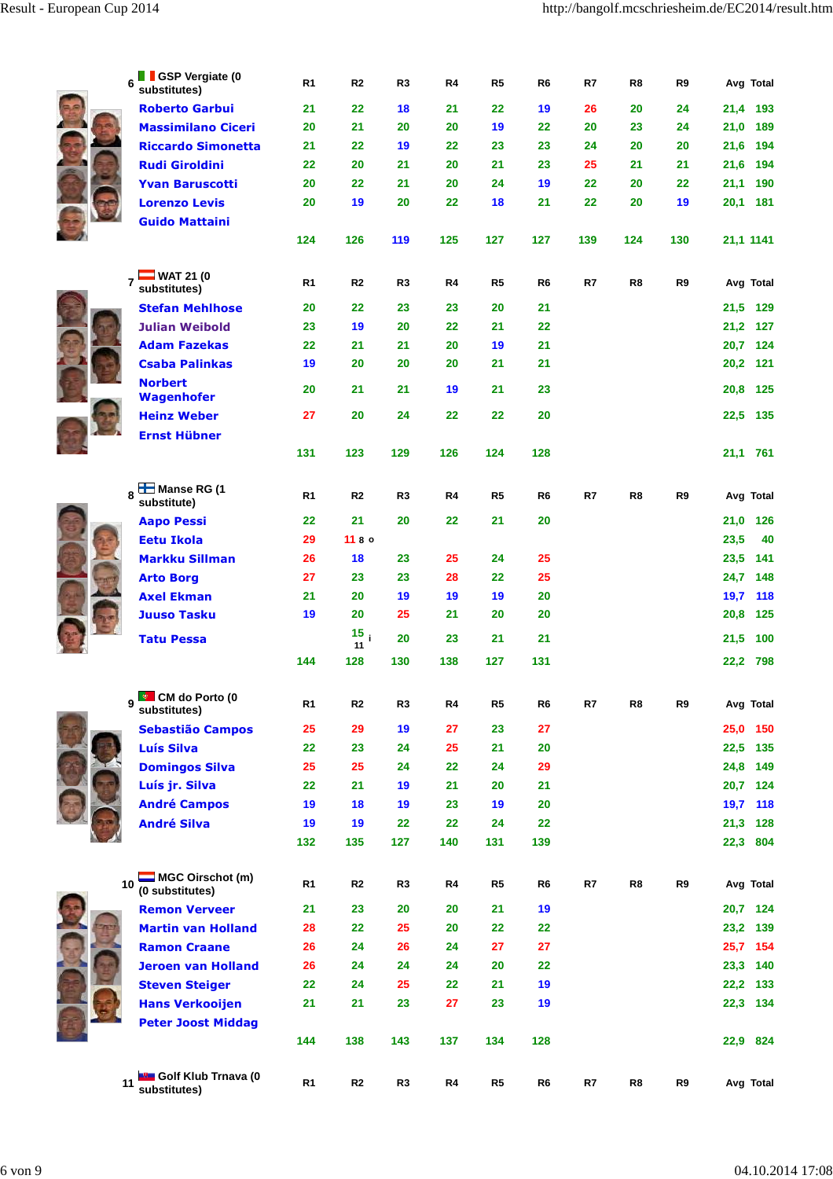| 6 | GSP Vergiate (0 substitutes) | R1 | R2 | R3 | R4 | R5 | R6 | R7 | R8 | R9 | Avg | Total |
|---|---|---|---|---|---|---|---|---|---|---|---|---|
| | Roberto Garbui | 21 | 22 | 18 | 21 | 22 | 19 | 26 | 20 | 24 | 21,4 | 193 |
| | Massimilano Ciceri | 20 | 21 | 20 | 20 | 19 | 22 | 20 | 23 | 24 | 21,0 | 189 |
| | Riccardo Simonetta | 21 | 22 | 19 | 22 | 23 | 23 | 24 | 20 | 20 | 21,6 | 194 |
| | Rudi Giroldini | 22 | 20 | 21 | 20 | 21 | 23 | 25 | 21 | 21 | 21,6 | 194 |
| | Yvan Baruscotti | 20 | 22 | 21 | 20 | 24 | 19 | 22 | 20 | 22 | 21,1 | 190 |
| | Lorenzo Levis | 20 | 19 | 20 | 22 | 18 | 21 | 22 | 20 | 19 | 20,1 | 181 |
| | Guido Mattaini | | | | | | | | | | | |
| | | 124 | 126 | 119 | 125 | 127 | 127 | 139 | 124 | 130 | 21,1 | 1141 |

| 7 | WAT 21 (0 substitutes) | R1 | R2 | R3 | R4 | R5 | R6 | R7 | R8 | R9 | Avg | Total |
|---|---|---|---|---|---|---|---|---|---|---|---|---|
| | Stefan Mehlhose | 20 | 22 | 23 | 23 | 20 | 21 | | | | 21,5 | 129 |
| | Julian Weibold | 23 | 19 | 20 | 22 | 21 | 22 | | | | 21,2 | 127 |
| | Adam Fazekas | 22 | 21 | 21 | 20 | 19 | 21 | | | | 20,7 | 124 |
| | Csaba Palinkas | 19 | 20 | 20 | 20 | 21 | 21 | | | | 20,2 | 121 |
| | Norbert Wagenhofer | 20 | 21 | 21 | 19 | 21 | 23 | | | | 20,8 | 125 |
| | Heinz Weber | 27 | 20 | 24 | 22 | 22 | 20 | | | | 22,5 | 135 |
| | Ernst Hübner | | | | | | | | | | | |
| | | 131 | 123 | 129 | 126 | 124 | 128 | | | | 21,1 | 761 |

| 8 | Manse RG (1 substitute) | R1 | R2 | R3 | R4 | R5 | R6 | R7 | R8 | R9 | Avg | Total |
|---|---|---|---|---|---|---|---|---|---|---|---|---|
| | Aapo Pessi | 22 | 21 | 20 | 22 | 21 | 20 | | | | 21,0 | 126 |
| | Eetu Ikola | 29 | 11 8 o | | | | | | | | 23,5 | 40 |
| | Markku Sillman | 26 | 18 | 23 | 25 | 24 | 25 | | | | 23,5 | 141 |
| | Arto Borg | 27 | 23 | 23 | 28 | 22 | 25 | | | | 24,7 | 148 |
| | Axel Ekman | 21 | 20 | 19 | 19 | 19 | 20 | | | | 19,7 | 118 |
| | Juuso Tasku | 19 | 20 | 25 | 21 | 20 | 20 | | | | 20,8 | 125 |
| | Tatu Pessa | | 15 i 11 | 20 | 23 | 21 | 21 | | | | 21,5 | 100 |
| | | 144 | 128 | 130 | 138 | 127 | 131 | | | | 22,2 | 798 |

| 9 | CM do Porto (0 substitutes) | R1 | R2 | R3 | R4 | R5 | R6 | R7 | R8 | R9 | Avg | Total |
|---|---|---|---|---|---|---|---|---|---|---|---|---|
| | Sebastião Campos | 25 | 29 | 19 | 27 | 23 | 27 | | | | 25,0 | 150 |
| | Luís Silva | 22 | 23 | 24 | 25 | 21 | 20 | | | | 22,5 | 135 |
| | Domingos Silva | 25 | 25 | 24 | 22 | 24 | 29 | | | | 24,8 | 149 |
| | Luís jr. Silva | 22 | 21 | 19 | 21 | 20 | 21 | | | | 20,7 | 124 |
| | André Campos | 19 | 18 | 19 | 23 | 19 | 20 | | | | 19,7 | 118 |
| | André Silva | 19 | 19 | 22 | 22 | 24 | 22 | | | | 21,3 | 128 |
| | | 132 | 135 | 127 | 140 | 131 | 139 | | | | 22,3 | 804 |

| 10 | MGC Oirschot (m) (0 substitutes) | R1 | R2 | R3 | R4 | R5 | R6 | R7 | R8 | R9 | Avg | Total |
|---|---|---|---|---|---|---|---|---|---|---|---|---|
| | Remon Verveer | 21 | 23 | 20 | 20 | 21 | 19 | | | | 20,7 | 124 |
| | Martin van Holland | 28 | 22 | 25 | 20 | 22 | 22 | | | | 23,2 | 139 |
| | Ramon Craane | 26 | 24 | 26 | 24 | 27 | 27 | | | | 25,7 | 154 |
| | Jeroen van Holland | 26 | 24 | 24 | 24 | 20 | 22 | | | | 23,3 | 140 |
| | Steven Steiger | 22 | 24 | 25 | 22 | 21 | 19 | | | | 22,2 | 133 |
| | Hans Verkooijen | 21 | 21 | 23 | 27 | 23 | 19 | | | | 22,3 | 134 |
| | Peter Joost Middag | | | | | | | | | | | |
| | | 144 | 138 | 143 | 137 | 134 | 128 | | | | 22,9 | 824 |

| 11 | Golf Klub Trnava (0 substitutes) | R1 | R2 | R3 | R4 | R5 | R6 | R7 | R8 | R9 | Avg | Total |
|---|---|---|---|---|---|---|---|---|---|---|---|---|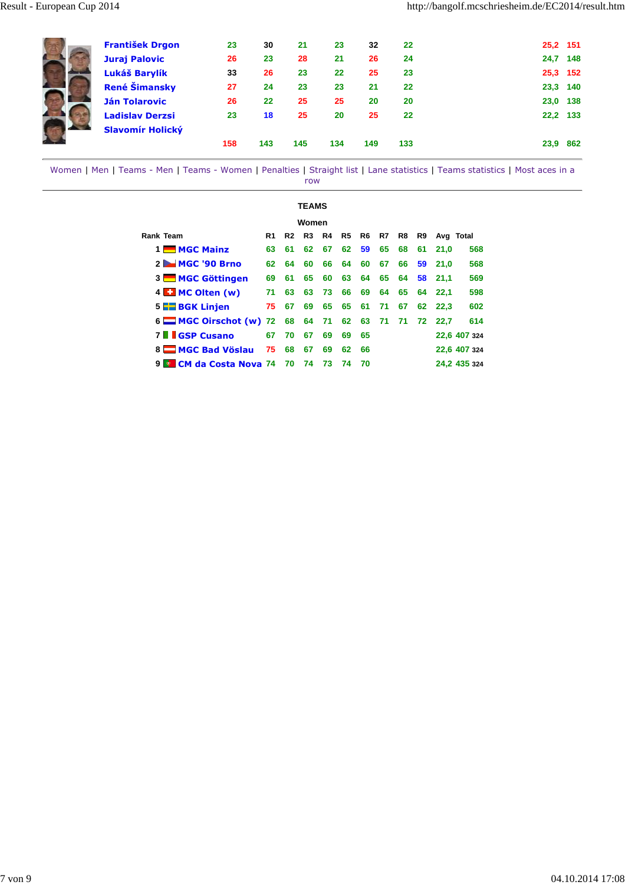| | R1 | R2 | R3 | R4 | R5 | R6 | | |
|---|---|---|---|---|---|---|---|---|
| **František Drgon** | 23 | 30 | 21 | 23 | 32 | 22 | 25,2 | 151 |
| **Juraj Palovic** | 26 | 23 | 28 | 21 | 26 | 24 | 24,7 | 148 |
| **Lukáš Barylík** | 33 | 26 | 23 | 22 | 25 | 23 | 25,3 | 152 |
| **René Šimansky** | 27 | 24 | 23 | 23 | 21 | 22 | 23,3 | 140 |
| **Ján Tolarovic** | 26 | 22 | 25 | 25 | 20 | 20 | 23,0 | 138 |
| **Ladislav Derzsi** | 23 | 18 | 25 | 20 | 25 | 22 | 22,2 | 133 |
| **Slavomír Holický** | | | | | | | | |
| | 158 | 143 | 145 | 134 | 149 | 133 | 23,9 | 862 |

Women | Men | Teams - Men | Teams - Women | Penalties | Straight list | Lane statistics | Teams statistics | Most aces in a row

## TEAMS

### Women

| Rank | Team | R1 | R2 | R3 | R4 | R5 | R6 | R7 | R8 | R9 | Avg | Total |
|---|---|---|---|---|---|---|---|---|---|---|---|---|
| 1 | **MGC Mainz** | 63 | 61 | 62 | 67 | 62 | 59 | 65 | 68 | 61 | 21,0 | 568 |
| 2 | **MGC '90 Brno** | 62 | 64 | 60 | 66 | 64 | 60 | 67 | 66 | 59 | 21,0 | 568 |
| 3 | **MGC Göttingen** | 69 | 61 | 65 | 60 | 63 | 64 | 65 | 64 | 58 | 21,1 | 569 |
| 4 | **MC Olten (w)** | 71 | 63 | 63 | 73 | 66 | 69 | 64 | 65 | 64 | 22,1 | 598 |
| 5 | **BGK Linjen** | 75 | 67 | 69 | 65 | 65 | 61 | 71 | 67 | 62 | 22,3 | 602 |
| 6 | **MGC Oirschot (w)** | 72 | 68 | 64 | 71 | 62 | 63 | 71 | 71 | 72 | 22,7 | 614 |
| 7 | **GSP Cusano** | 67 | 70 | 67 | 69 | 69 | 65 | | | | 22,6 | 407 324 |
| 8 | **MGC Bad Vöslau** | 75 | 68 | 67 | 69 | 62 | 66 | | | | 22,6 | 407 324 |
| 9 | **CM da Costa Nova** | 74 | 70 | 74 | 73 | 74 | 70 | | | | 24,2 | 435 324 |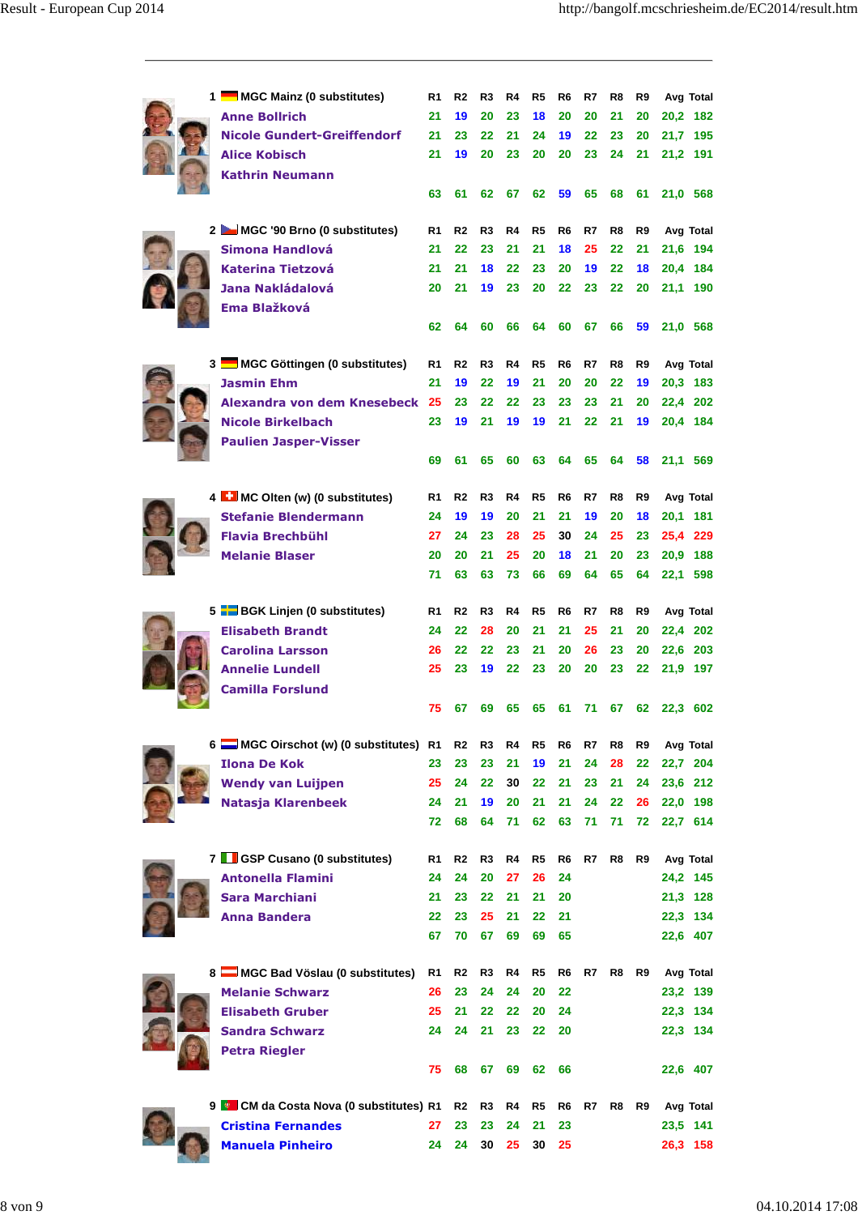| | R1 | R2 | R3 | R4 | R5 | R6 | R7 | R8 | R9 | Avg | Total |
|---|---|---|---|---|---|---|---|---|---|---|---|
| **1 MGC Mainz (0 substitutes)** | | | | | | | | | | | |
| Anne Bollrich | 21 | 19 | 20 | 23 | 18 | 20 | 20 | 21 | 20 | 20,2 | 182 |
| Nicole Gundert-Greiffendorf | 21 | 23 | 22 | 21 | 24 | 19 | 22 | 23 | 20 | 21,7 | 195 |
| Alice Kobisch | 21 | 19 | 20 | 23 | 20 | 20 | 23 | 24 | 21 | 21,2 | 191 |
| Kathrin Neumann | | | | | | | | | | | |
| | 63 | 61 | 62 | 67 | 62 | 59 | 65 | 68 | 61 | 21,0 | 568 |
| **2 MGC '90 Brno (0 substitutes)** | | | | | | | | | | | |
| Simona Handlová | 21 | 22 | 23 | 21 | 21 | 18 | 25 | 22 | 21 | 21,6 | 194 |
| Katerina Tietzová | 21 | 21 | 18 | 22 | 23 | 20 | 19 | 22 | 18 | 20,4 | 184 |
| Jana Nakládalová | 20 | 21 | 19 | 23 | 20 | 22 | 23 | 22 | 20 | 21,1 | 190 |
| Ema Blažková | | | | | | | | | | | |
| | 62 | 64 | 60 | 66 | 64 | 60 | 67 | 66 | 59 | 21,0 | 568 |
| **3 MGC Göttingen (0 substitutes)** | | | | | | | | | | | |
| Jasmin Ehm | 21 | 19 | 22 | 19 | 21 | 20 | 20 | 22 | 19 | 20,3 | 183 |
| Alexandra von dem Knesebeck | 25 | 23 | 22 | 22 | 23 | 23 | 23 | 21 | 20 | 22,4 | 202 |
| Nicole Birkelbach | 23 | 19 | 21 | 19 | 19 | 21 | 22 | 21 | 19 | 20,4 | 184 |
| Paulien Jasper-Visser | | | | | | | | | | | |
| | 69 | 61 | 65 | 60 | 63 | 64 | 65 | 64 | 58 | 21,1 | 569 |
| **4 MC Olten (w) (0 substitutes)** | | | | | | | | | | | |
| Stefanie Blendermann | 24 | 19 | 19 | 20 | 21 | 21 | 19 | 20 | 18 | 20,1 | 181 |
| Flavia Brechbühl | 27 | 24 | 23 | 28 | 25 | 30 | 24 | 25 | 23 | 25,4 | 229 |
| Melanie Blaser | 20 | 20 | 21 | 25 | 20 | 18 | 21 | 20 | 23 | 20,9 | 188 |
| | 71 | 63 | 63 | 73 | 66 | 69 | 64 | 65 | 64 | 22,1 | 598 |
| **5 BGK Linjen (0 substitutes)** | | | | | | | | | | | |
| Elisabeth Brandt | 24 | 22 | 28 | 20 | 21 | 21 | 25 | 21 | 20 | 22,4 | 202 |
| Carolina Larsson | 26 | 22 | 22 | 23 | 21 | 20 | 26 | 23 | 20 | 22,6 | 203 |
| Annelie Lundell | 25 | 23 | 19 | 22 | 23 | 20 | 20 | 23 | 22 | 21,9 | 197 |
| Camilla Forslund | | | | | | | | | | | |
| | 75 | 67 | 69 | 65 | 65 | 61 | 71 | 67 | 62 | 22,3 | 602 |
| **6 MGC Oirschot (w) (0 substitutes)** | | | | | | | | | | | |
| Ilona De Kok | 23 | 23 | 23 | 21 | 19 | 21 | 24 | 28 | 22 | 22,7 | 204 |
| Wendy van Luijpen | 25 | 24 | 22 | 30 | 22 | 21 | 23 | 21 | 24 | 23,6 | 212 |
| Natasja Klarenbeek | 24 | 21 | 19 | 20 | 21 | 21 | 24 | 22 | 26 | 22,0 | 198 |
| | 72 | 68 | 64 | 71 | 62 | 63 | 71 | 71 | 72 | 22,7 | 614 |
| **7 GSP Cusano (0 substitutes)** | | | | | | | | | | | |
| Antonella Flamini | 24 | 24 | 20 | 27 | 26 | 24 | | | | 24,2 | 145 |
| Sara Marchiani | 21 | 23 | 22 | 21 | 21 | 20 | | | | 21,3 | 128 |
| Anna Bandera | 22 | 23 | 25 | 21 | 22 | 21 | | | | 22,3 | 134 |
| | 67 | 70 | 67 | 69 | 69 | 65 | | | | 22,6 | 407 |
| **8 MGC Bad Vöslau (0 substitutes)** | | | | | | | | | | | |
| Melanie Schwarz | 26 | 23 | 24 | 24 | 20 | 22 | | | | 23,2 | 139 |
| Elisabeth Gruber | 25 | 21 | 22 | 22 | 20 | 24 | | | | 22,3 | 134 |
| Sandra Schwarz | 24 | 24 | 21 | 23 | 22 | 20 | | | | 22,3 | 134 |
| Petra Riegler | | | | | | | | | | | |
| | 75 | 68 | 67 | 69 | 62 | 66 | | | | 22,6 | 407 |
| **9 CM da Costa Nova (0 substitutes)** | | | | | | | | | | | |
| Cristina Fernandes | 27 | 23 | 23 | 24 | 21 | 23 | | | | 23,5 | 141 |
| Manuela Pinheiro | 24 | 24 | 30 | 25 | 30 | 25 | | | | 26,3 | 158 |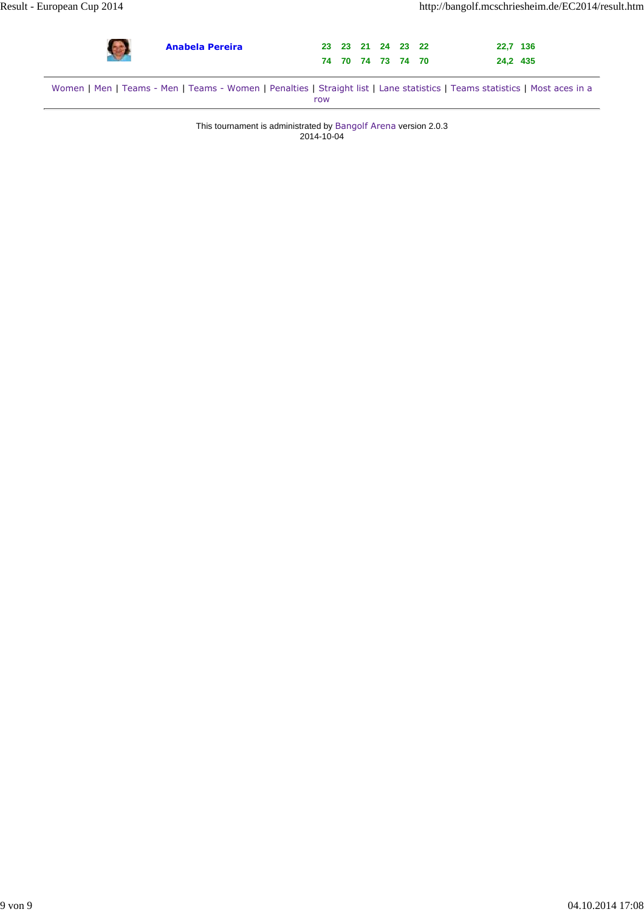| | | | | | | | | | |
|---|---|---|---|---|---|---|---|---|---|
| **Anabela Pereira** | 23 | 23 | 21 | 24 | 23 | 22 | | 22,7 | 136 |
| | 74 | 70 | 74 | 73 | 74 | 70 | | 24,2 | 435 |

---

Women | Men | Teams - Men | Teams - Women | Penalties | Straight list | Lane statistics | Teams statistics | Most aces in a row

---

This tournament is administrated by Bangolf Arena version 2.0.3
2014-10-04